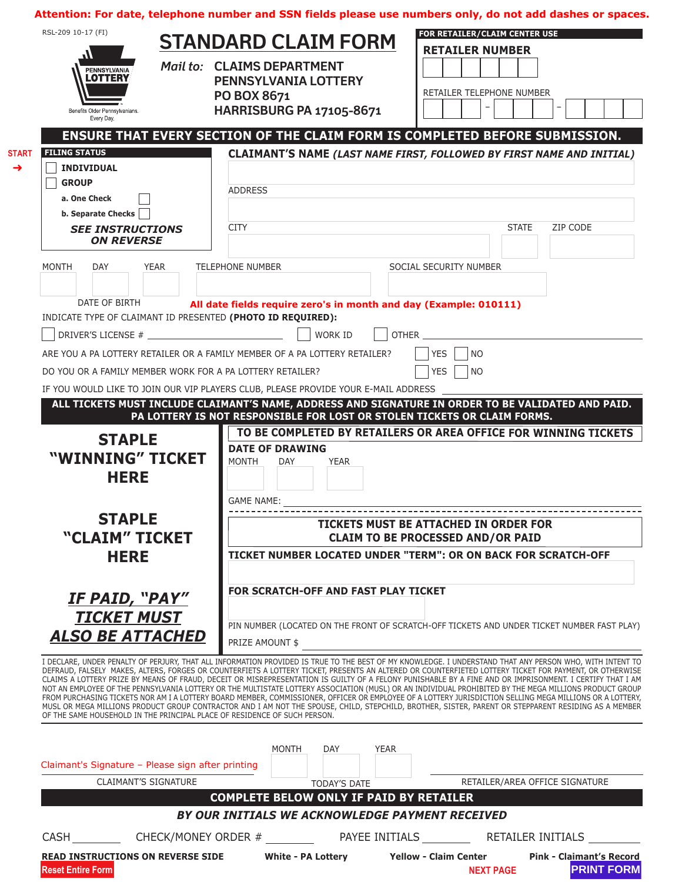**Attention: For date, telephone number and SSN fields please use numbers only, do not add dashes or spaces.**

RSL-209 10-17 (FI)

PENNSYLVANIA LOTTERY
Benefits Older Pennsylvanians. Every Day.

# STANDARD CLAIM FORM

*Mail to:* **CLAIMS DEPARTMENT**
**PENNSYLVANIA LOTTERY**
**PO BOX 8671**
**HARRISBURG PA 17105-8671**

**FOR RETAILER/CLAIM CENTER USE**

**RETAILER NUMBER** ☐☐☐☐☐☐

RETAILER TELEPHONE NUMBER ☐☐☐ - ☐☐☐ - ☐☐☐☐

## ENSURE THAT EVERY SECTION OF THE CLAIM FORM IS COMPLETED BEFORE SUBMISSION.

START ➔

**FILING STATUS**

- ☐ **INDIVIDUAL**
- ☐ **GROUP**
  - **a. One Check** ☐
  - **b. Separate Checks** ☐

***SEE INSTRUCTIONS ON REVERSE***

**CLAIMANT'S NAME** ***(LAST NAME FIRST, FOLLOWED BY FIRST NAME AND INITIAL)***

ADDRESS

CITY　　STATE　　ZIP CODE

MONTH　DAY　YEAR　　TELEPHONE NUMBER　　SOCIAL SECURITY NUMBER

DATE OF BIRTH

**All date fields require zero's in month and day (Example: 010111)**

INDICATE TYPE OF CLAIMANT ID PRESENTED **(PHOTO ID REQUIRED):**

☐ DRIVER'S LICENSE # ______________　☐ WORK ID　☐ OTHER ______________

ARE YOU A PA LOTTERY RETAILER OR A FAMILY MEMBER OF A PA LOTTERY RETAILER? ☐ YES ☐ NO

DO YOU OR A FAMILY MEMBER WORK FOR A PA LOTTERY RETAILER? ☐ YES ☐ NO

IF YOU WOULD LIKE TO JOIN OUR VIP PLAYERS CLUB, PLEASE PROVIDE YOUR E-MAIL ADDRESS ______________

**ALL TICKETS MUST INCLUDE CLAIMANT'S NAME, ADDRESS AND SIGNATURE IN ORDER TO BE VALIDATED AND PAID. PA LOTTERY IS NOT RESPONSIBLE FOR LOST OR STOLEN TICKETS OR CLAIM FORMS.**

**STAPLE "WINNING" TICKET HERE**

**STAPLE "CLAIM" TICKET HERE**

***IF PAID, "PAY" TICKET MUST ALSO BE ATTACHED***

**TO BE COMPLETED BY RETAILERS OR AREA OFFICE FOR WINNING TICKETS**

**DATE OF DRAWING**
MONTH　DAY　YEAR

GAME NAME: ______________

**TICKETS MUST BE ATTACHED IN ORDER FOR CLAIM TO BE PROCESSED AND/OR PAID**

**TICKET NUMBER LOCATED UNDER "TERM": OR ON BACK FOR SCRATCH-OFF**

**FOR SCRATCH-OFF AND FAST PLAY TICKET**

PIN NUMBER (LOCATED ON THE FRONT OF SCRATCH-OFF TICKETS AND UNDER TICKET NUMBER FAST PLAY)

PRIZE AMOUNT $ ______________

I DECLARE, UNDER PENALTY OF PERJURY, THAT ALL INFORMATION PROVIDED IS TRUE TO THE BEST OF MY KNOWLEDGE. I UNDERSTAND THAT ANY PERSON WHO, WITH INTENT TO DEFRAUD, FALSELY MAKES, ALTERS, FORGES OR COUNTERFIETS A LOTTERY TICKET, PRESENTS AN ALTERED OR COUNTERFIETED LOTTERY TICKET FOR PAYMENT, OR OTHERWISE CLAIMS A LOTTERY PRIZE BY MEANS OF FRAUD, DECEIT OR MISREPRESENTATION IS GUILTY OF A FELONY PUNISHABLE BY A FINE AND OR IMPRISONMENT. I CERTIFY THAT I AM NOT AN EMPLOYEE OF THE PENNSYLVANIA LOTTERY OR THE MULTISTATE LOTTERY ASSOCIATION (MUSL) OR AN INDIVIDUAL PROHIBITED BY THE MEGA MILLIONS PRODUCT GROUP FROM PURCHASING TICKETS NOR AM I A LOTTERY BOARD MEMBER, COMMISSIONER, OFFICER OR EMPLOYEE OF A LOTTERY JURISDICTION SELLING MEGA MILLIONS OR A LOTTERY, MUSL OR MEGA MILLIONS PRODUCT GROUP CONTRACTOR AND I AM NOT THE SPOUSE, CHILD, STEPCHILD, BROTHER, SISTER, PARENT OR STEPPARENT RESIDING AS A MEMBER OF THE SAME HOUSEHOLD IN THE PRINCIPAL PLACE OF RESIDENCE OF SUCH PERSON.

Claimant's Signature – Please sign after printing

CLAIMANT'S SIGNATURE　　MONTH　DAY　YEAR　TODAY'S DATE　　RETAILER/AREA OFFICE SIGNATURE

**COMPLETE BELOW ONLY IF PAID BY RETAILER**

***BY OUR INITIALS WE ACKNOWLEDGE PAYMENT RECEIVED***

CASH ________　CHECK/MONEY ORDER # ________　PAYEE INITIALS ________　RETAILER INITIALS ________

**READ INSTRUCTIONS ON REVERSE SIDE**　**White - PA Lottery**　**Yellow - Claim Center**　**Pink - Claimant's Record**

Reset Entire Form　　NEXT PAGE　　PRINT FORM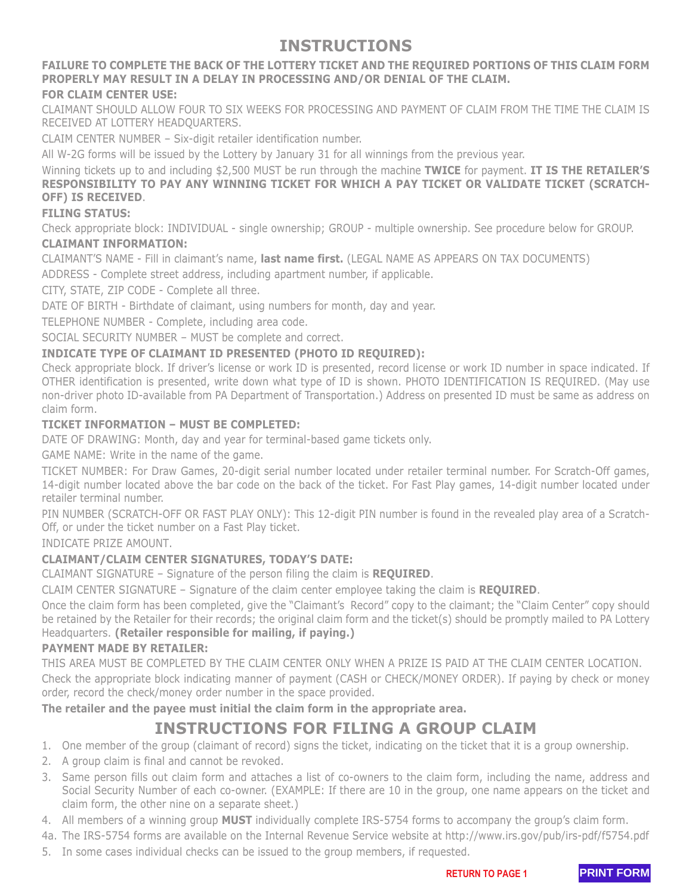# INSTRUCTIONS

**FAILURE TO COMPLETE THE BACK OF THE LOTTERY TICKET AND THE REQUIRED PORTIONS OF THIS CLAIM FORM PROPERLY MAY RESULT IN A DELAY IN PROCESSING AND/OR DENIAL OF THE CLAIM.**

**FOR CLAIM CENTER USE:**

CLAIMANT SHOULD ALLOW FOUR TO SIX WEEKS FOR PROCESSING AND PAYMENT OF CLAIM FROM THE TIME THE CLAIM IS RECEIVED AT LOTTERY HEADQUARTERS.

CLAIM CENTER NUMBER – Six-digit retailer identification number.

All W-2G forms will be issued by the Lottery by January 31 for all winnings from the previous year.

Winning tickets up to and including $2,500 MUST be run through the machine **TWICE** for payment. **IT IS THE RETAILER'S RESPONSIBILITY TO PAY ANY WINNING TICKET FOR WHICH A PAY TICKET OR VALIDATE TICKET (SCRATCH-OFF) IS RECEIVED**.

**FILING STATUS:**

Check appropriate block: INDIVIDUAL - single ownership; GROUP - multiple ownership. See procedure below for GROUP.

**CLAIMANT INFORMATION:**

CLAIMANT'S NAME - Fill in claimant's name, **last name first.** (LEGAL NAME AS APPEARS ON TAX DOCUMENTS)

ADDRESS - Complete street address, including apartment number, if applicable.

CITY, STATE, ZIP CODE - Complete all three.

DATE OF BIRTH - Birthdate of claimant, using numbers for month, day and year.

TELEPHONE NUMBER - Complete, including area code.

SOCIAL SECURITY NUMBER – MUST be complete and correct.

**INDICATE TYPE OF CLAIMANT ID PRESENTED (PHOTO ID REQUIRED):**

Check appropriate block. If driver's license or work ID is presented, record license or work ID number in space indicated. If OTHER identification is presented, write down what type of ID is shown. PHOTO IDENTIFICATION IS REQUIRED. (May use non-driver photo ID-available from PA Department of Transportation.) Address on presented ID must be same as address on claim form.

**TICKET INFORMATION – MUST BE COMPLETED:**

DATE OF DRAWING: Month, day and year for terminal-based game tickets only.

GAME NAME: Write in the name of the game.

TICKET NUMBER: For Draw Games, 20-digit serial number located under retailer terminal number. For Scratch-Off games, 14-digit number located above the bar code on the back of the ticket. For Fast Play games, 14-digit number located under retailer terminal number.

PIN NUMBER (SCRATCH-OFF OR FAST PLAY ONLY): This 12-digit PIN number is found in the revealed play area of a Scratch-Off, or under the ticket number on a Fast Play ticket.

INDICATE PRIZE AMOUNT.

**CLAIMANT/CLAIM CENTER SIGNATURES, TODAY'S DATE:**

CLAIMANT SIGNATURE – Signature of the person filing the claim is **REQUIRED**.

CLAIM CENTER SIGNATURE – Signature of the claim center employee taking the claim is **REQUIRED**.

Once the claim form has been completed, give the "Claimant's Record" copy to the claimant; the "Claim Center" copy should be retained by the Retailer for their records; the original claim form and the ticket(s) should be promptly mailed to PA Lottery Headquarters. **(Retailer responsible for mailing, if paying.)**

**PAYMENT MADE BY RETAILER:**

THIS AREA MUST BE COMPLETED BY THE CLAIM CENTER ONLY WHEN A PRIZE IS PAID AT THE CLAIM CENTER LOCATION.

Check the appropriate block indicating manner of payment (CASH or CHECK/MONEY ORDER). If paying by check or money order, record the check/money order number in the space provided.

**The retailer and the payee must initial the claim form in the appropriate area.**

# INSTRUCTIONS FOR FILING A GROUP CLAIM

1. One member of the group (claimant of record) signs the ticket, indicating on the ticket that it is a group ownership.
2. A group claim is final and cannot be revoked.
3. Same person fills out claim form and attaches a list of co-owners to the claim form, including the name, address and Social Security Number of each co-owner. (EXAMPLE: If there are 10 in the group, one name appears on the ticket and claim form, the other nine on a separate sheet.)
4. All members of a winning group **MUST** individually complete IRS-5754 forms to accompany the group's claim form.

4a. The IRS-5754 forms are available on the Internal Revenue Service website at http://www.irs.gov/pub/irs-pdf/f5754.pdf

5. In some cases individual checks can be issued to the group members, if requested.

RETURN TO PAGE 1

PRINT FORM